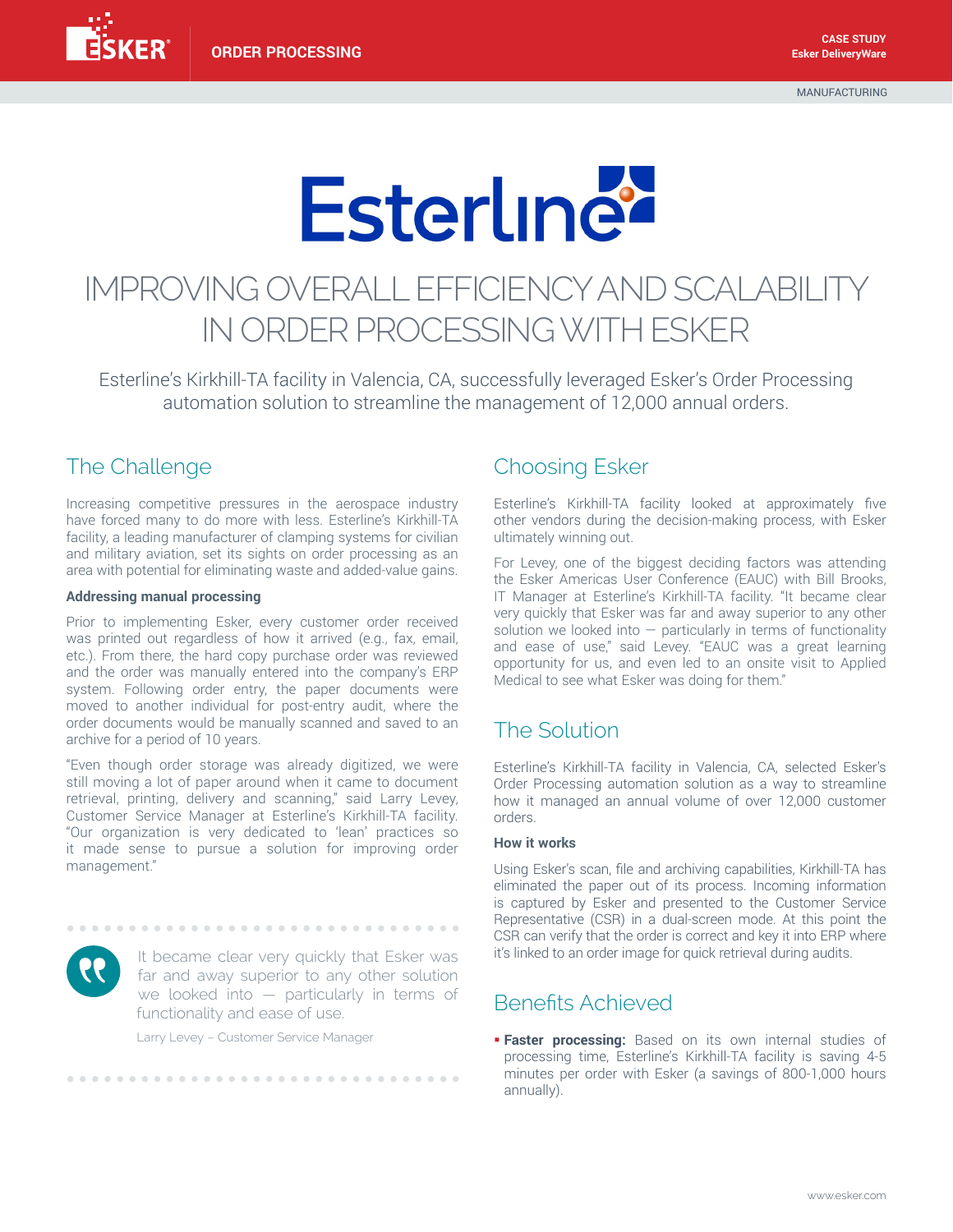ESKER ORDER PROCESSING

CASE STUDY
Esker DeliveryWare

MANUFACTURING

Esterline

# IMPROVING OVERALL EFFICIENCY AND SCALABILITY IN ORDER PROCESSING WITH ESKER

Esterline's Kirkhill-TA facility in Valencia, CA, successfully leveraged Esker's Order Processing automation solution to streamline the management of 12,000 annual orders.

## The Challenge

Increasing competitive pressures in the aerospace industry have forced many to do more with less. Esterline's Kirkhill-TA facility, a leading manufacturer of clamping systems for civilian and military aviation, set its sights on order processing as an area with potential for eliminating waste and added-value gains.

### Addressing manual processing

Prior to implementing Esker, every customer order received was printed out regardless of how it arrived (e.g., fax, email, etc.). From there, the hard copy purchase order was reviewed and the order was manually entered into the company's ERP system. Following order entry, the paper documents were moved to another individual for post-entry audit, where the order documents would be manually scanned and saved to an archive for a period of 10 years.

"Even though order storage was already digitized, we were still moving a lot of paper around when it came to document retrieval, printing, delivery and scanning," said Larry Levey, Customer Service Manager at Esterline's Kirkhill-TA facility. "Our organization is very dedicated to 'lean' practices so it made sense to pursue a solution for improving order management."

> It became clear very quickly that Esker was far and away superior to any other solution we looked into — particularly in terms of functionality and ease of use.
>
> Larry Levey – Customer Service Manager

## Choosing Esker

Esterline's Kirkhill-TA facility looked at approximately five other vendors during the decision-making process, with Esker ultimately winning out.

For Levey, one of the biggest deciding factors was attending the Esker Americas User Conference (EAUC) with Bill Brooks, IT Manager at Esterline's Kirkhill-TA facility. "It became clear very quickly that Esker was far and away superior to any other solution we looked into — particularly in terms of functionality and ease of use," said Levey. "EAUC was a great learning opportunity for us, and even led to an onsite visit to Applied Medical to see what Esker was doing for them."

## The Solution

Esterline's Kirkhill-TA facility in Valencia, CA, selected Esker's Order Processing automation solution as a way to streamline how it managed an annual volume of over 12,000 customer orders.

### How it works

Using Esker's scan, file and archiving capabilities, Kirkhill-TA has eliminated the paper out of its process. Incoming information is captured by Esker and presented to the Customer Service Representative (CSR) in a dual-screen mode. At this point the CSR can verify that the order is correct and key it into ERP where it's linked to an order image for quick retrieval during audits.

## Benefits Achieved

- **Faster processing:** Based on its own internal studies of processing time, Esterline's Kirkhill-TA facility is saving 4-5 minutes per order with Esker (a savings of 800-1,000 hours annually).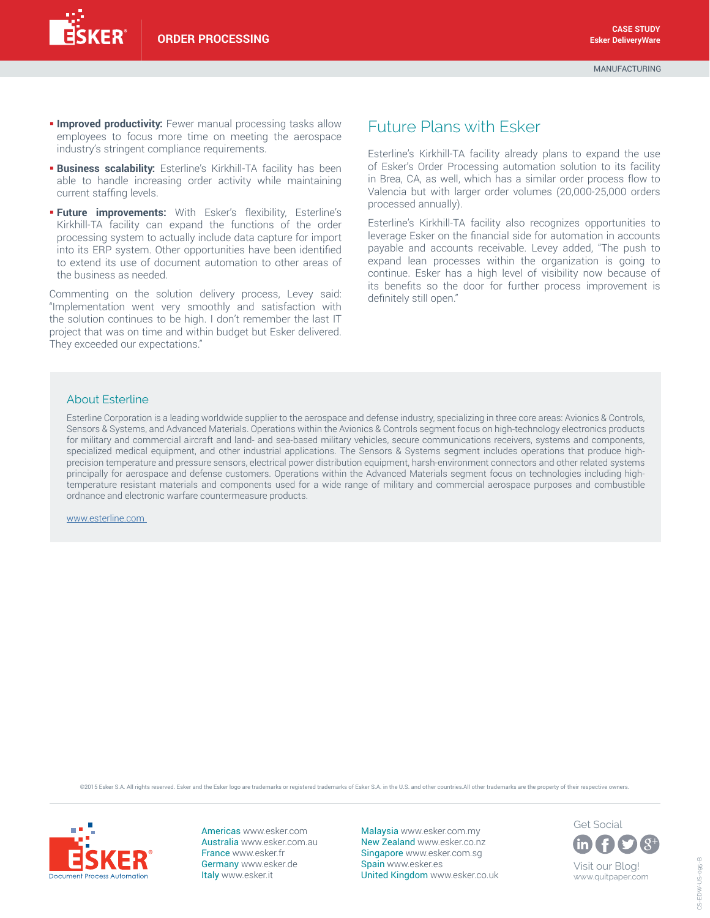- **Improved productivity:** Fewer manual processing tasks allow employees to focus more time on meeting the aerospace industry's stringent compliance requirements.
- **Business scalability:** Esterline's Kirkhill-TA facility has been able to handle increasing order activity while maintaining current staffing levels.
- **Future improvements:** With Esker's flexibility, Esterline's Kirkhill-TA facility can expand the functions of the order processing system to actually include data capture for import into its ERP system. Other opportunities have been identified to extend its use of document automation to other areas of the business as needed.

Commenting on the solution delivery process, Levey said: "Implementation went very smoothly and satisfaction with the solution continues to be high. I don't remember the last IT project that was on time and within budget but Esker delivered. They exceeded our expectations."

## Future Plans with Esker

Esterline's Kirkhill-TA facility already plans to expand the use of Esker's Order Processing automation solution to its facility in Brea, CA, as well, which has a similar order process flow to Valencia but with larger order volumes (20,000-25,000 orders processed annually).

Esterline's Kirkhill-TA facility also recognizes opportunities to leverage Esker on the financial side for automation in accounts payable and accounts receivable. Levey added, "The push to expand lean processes within the organization is going to continue. Esker has a high level of visibility now because of its benefits so the door for further process improvement is definitely still open."

### About Esterline

Esterline Corporation is a leading worldwide supplier to the aerospace and defense industry, specializing in three core areas: Avionics & Controls, Sensors & Systems, and Advanced Materials. Operations within the Avionics & Controls segment focus on high-technology electronics products for military and commercial aircraft and land- and sea-based military vehicles, secure communications receivers, systems and components, specialized medical equipment, and other industrial applications. The Sensors & Systems segment includes operations that produce high-precision temperature and pressure sensors, electrical power distribution equipment, harsh-environment connectors and other related systems principally for aerospace and defense customers. Operations within the Advanced Materials segment focus on technologies including high-temperature resistant materials and components used for a wide range of military and commercial aerospace purposes and combustible ordnance and electronic warfare countermeasure products.

www.esterline.com

©2015 Esker S.A. All rights reserved. Esker and the Esker logo are trademarks or registered trademarks of Esker S.A. in the U.S. and other countries.All other trademarks are the property of their respective owners.

Americas www.esker.com
Australia www.esker.com.au
France www.esker.fr
Germany www.esker.de
Italy www.esker.it

Malaysia www.esker.com.my
New Zealand www.esker.co.nz
Singapore www.esker.com.sg
Spain www.esker.es
United Kingdom www.esker.co.uk

Get Social

Visit our Blog!
www.quitpaper.com

CS-EDW-US-095-B